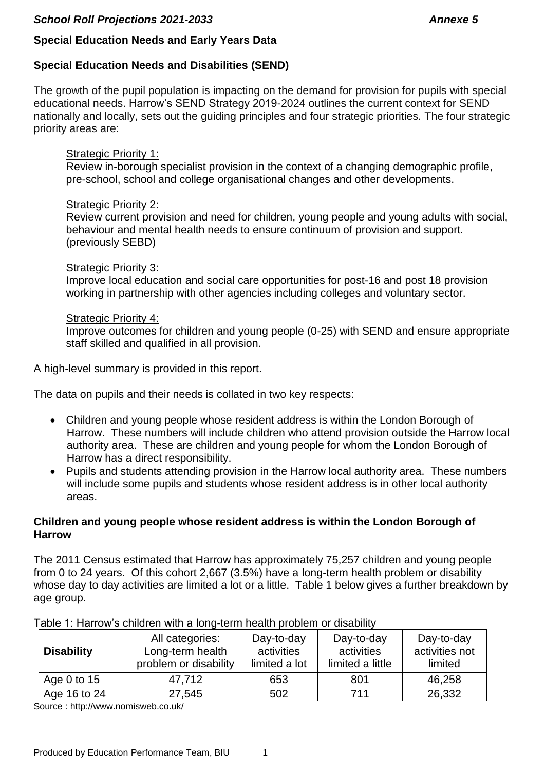## Special Education Needs and Early Years Data

### Special Education Needs and Disabilities (SEND)

The growth of the pupil population is impacting on the demand for provision for pupils with special educational needs. Harrow's SEND Strategy 2019-2024 outlines the current context for SEND nationally and locally, sets out the guiding principles and four strategic priorities. The four strategic priority areas are:

Strategic Priority 1:
Review in-borough specialist provision in the context of a changing demographic profile, pre-school, school and college organisational changes and other developments.

Strategic Priority 2:
Review current provision and need for children, young people and young adults with social, behaviour and mental health needs to ensure continuum of provision and support. (previously SEBD)

Strategic Priority 3:
Improve local education and social care opportunities for post-16 and post 18 provision working in partnership with other agencies including colleges and voluntary sector.

Strategic Priority 4:
Improve outcomes for children and young people (0-25) with SEND and ensure appropriate staff skilled and qualified in all provision.

A high-level summary is provided in this report.

The data on pupils and their needs is collated in two key respects:

- Children and young people whose resident address is within the London Borough of Harrow. These numbers will include children who attend provision outside the Harrow local authority area. These are children and young people for whom the London Borough of Harrow has a direct responsibility.
- Pupils and students attending provision in the Harrow local authority area. These numbers will include some pupils and students whose resident address is in other local authority areas.

### Children and young people whose resident address is within the London Borough of Harrow

The 2011 Census estimated that Harrow has approximately 75,257 children and young people from 0 to 24 years. Of this cohort 2,667 (3.5%) have a long-term health problem or disability whose day to day activities are limited a lot or a little. Table 1 below gives a further breakdown by age group.

Table 1: Harrow's children with a long-term health problem or disability

| Disability | All categories: Long-term health problem or disability | Day-to-day activities limited a lot | Day-to-day activities limited a little | Day-to-day activities not limited |
|---|---|---|---|---|
| Age 0 to 15 | 47,712 | 653 | 801 | 46,258 |
| Age 16 to 24 | 27,545 | 502 | 711 | 26,332 |

Source : http://www.nomisweb.co.uk/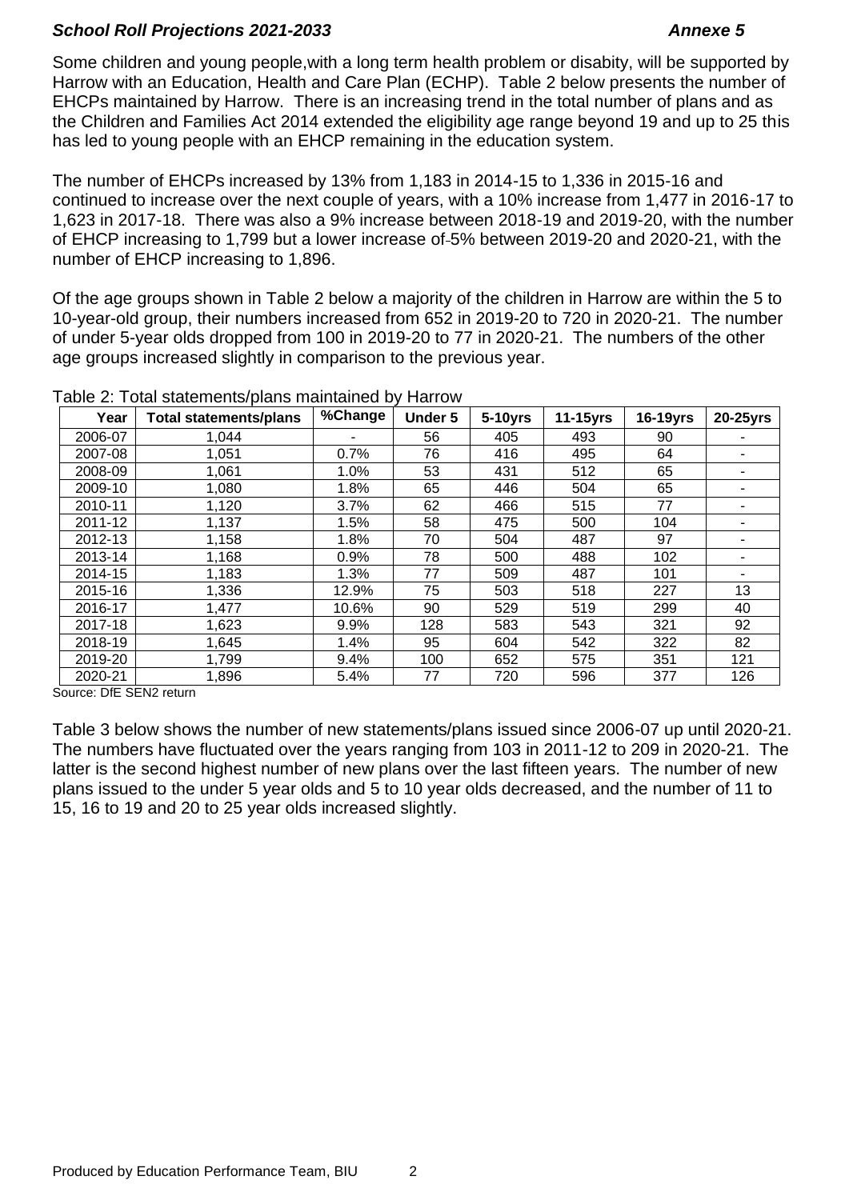Some children and young people,with a long term health problem or disabity, will be supported by Harrow with an Education, Health and Care Plan (ECHP). Table 2 below presents the number of EHCPs maintained by Harrow. There is an increasing trend in the total number of plans and as the Children and Families Act 2014 extended the eligibility age range beyond 19 and up to 25 this has led to young people with an EHCP remaining in the education system.

The number of EHCPs increased by 13% from 1,183 in 2014-15 to 1,336 in 2015-16 and continued to increase over the next couple of years, with a 10% increase from 1,477 in 2016-17 to 1,623 in 2017-18. There was also a 9% increase between 2018-19 and 2019-20, with the number of EHCP increasing to 1,799 but a lower increase of-5% between 2019-20 and 2020-21, with the number of EHCP increasing to 1,896.

Of the age groups shown in Table 2 below a majority of the children in Harrow are within the 5 to 10-year-old group, their numbers increased from 652 in 2019-20 to 720 in 2020-21. The number of under 5-year olds dropped from 100 in 2019-20 to 77 in 2020-21. The numbers of the other age groups increased slightly in comparison to the previous year.

Table 2: Total statements/plans maintained by Harrow

| Year | Total statements/plans | %Change | Under 5 | 5-10yrs | 11-15yrs | 16-19yrs | 20-25yrs |
|---|---|---|---|---|---|---|---|
| 2006-07 | 1,044 | - | 56 | 405 | 493 | 90 | - |
| 2007-08 | 1,051 | 0.7% | 76 | 416 | 495 | 64 | - |
| 2008-09 | 1,061 | 1.0% | 53 | 431 | 512 | 65 | - |
| 2009-10 | 1,080 | 1.8% | 65 | 446 | 504 | 65 | - |
| 2010-11 | 1,120 | 3.7% | 62 | 466 | 515 | 77 | - |
| 2011-12 | 1,137 | 1.5% | 58 | 475 | 500 | 104 | - |
| 2012-13 | 1,158 | 1.8% | 70 | 504 | 487 | 97 | - |
| 2013-14 | 1,168 | 0.9% | 78 | 500 | 488 | 102 | - |
| 2014-15 | 1,183 | 1.3% | 77 | 509 | 487 | 101 | - |
| 2015-16 | 1,336 | 12.9% | 75 | 503 | 518 | 227 | 13 |
| 2016-17 | 1,477 | 10.6% | 90 | 529 | 519 | 299 | 40 |
| 2017-18 | 1,623 | 9.9% | 128 | 583 | 543 | 321 | 92 |
| 2018-19 | 1,645 | 1.4% | 95 | 604 | 542 | 322 | 82 |
| 2019-20 | 1,799 | 9.4% | 100 | 652 | 575 | 351 | 121 |
| 2020-21 | 1,896 | 5.4% | 77 | 720 | 596 | 377 | 126 |

Source: DfE SEN2 return

Table 3 below shows the number of new statements/plans issued since 2006-07 up until 2020-21. The numbers have fluctuated over the years ranging from 103 in 2011-12 to 209 in 2020-21. The latter is the second highest number of new plans over the last fifteen years. The number of new plans issued to the under 5 year olds and 5 to 10 year olds decreased, and the number of 11 to 15, 16 to 19 and 20 to 25 year olds increased slightly.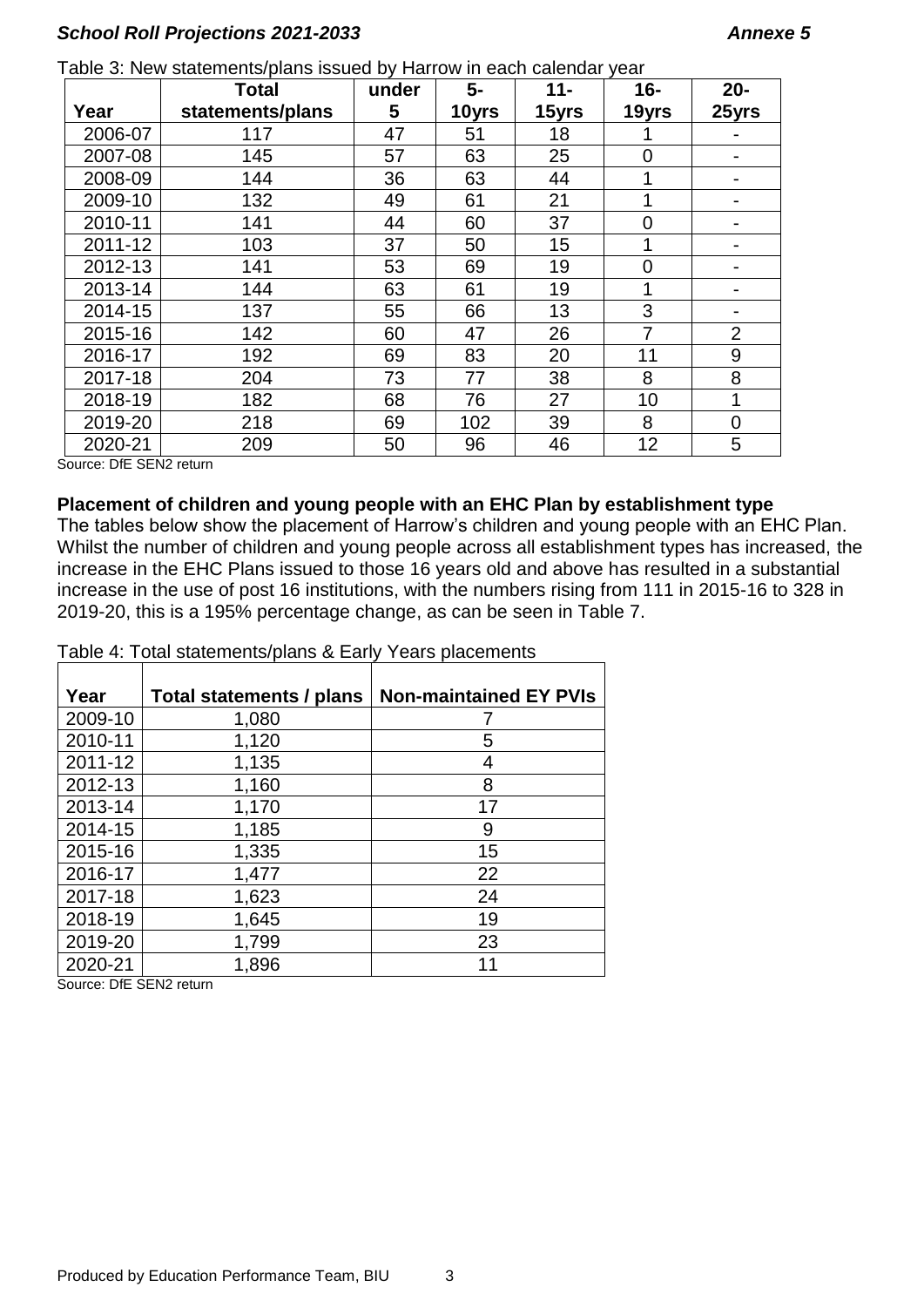Table 3: New statements/plans issued by Harrow in each calendar year

| Year | Total statements/plans | under 5 | 5-10yrs | 11-15yrs | 16-19yrs | 20-25yrs |
|---|---|---|---|---|---|---|
| 2006-07 | 117 | 47 | 51 | 18 | 1 | - |
| 2007-08 | 145 | 57 | 63 | 25 | 0 | - |
| 2008-09 | 144 | 36 | 63 | 44 | 1 | - |
| 2009-10 | 132 | 49 | 61 | 21 | 1 | - |
| 2010-11 | 141 | 44 | 60 | 37 | 0 | - |
| 2011-12 | 103 | 37 | 50 | 15 | 1 | - |
| 2012-13 | 141 | 53 | 69 | 19 | 0 | - |
| 2013-14 | 144 | 63 | 61 | 19 | 1 | - |
| 2014-15 | 137 | 55 | 66 | 13 | 3 | - |
| 2015-16 | 142 | 60 | 47 | 26 | 7 | 2 |
| 2016-17 | 192 | 69 | 83 | 20 | 11 | 9 |
| 2017-18 | 204 | 73 | 77 | 38 | 8 | 8 |
| 2018-19 | 182 | 68 | 76 | 27 | 10 | 1 |
| 2019-20 | 218 | 69 | 102 | 39 | 8 | 0 |
| 2020-21 | 209 | 50 | 96 | 46 | 12 | 5 |

Source: DfE SEN2 return

**Placement of children and young people with an EHC Plan by establishment type**

The tables below show the placement of Harrow's children and young people with an EHC Plan. Whilst the number of children and young people across all establishment types has increased, the increase in the EHC Plans issued to those 16 years old and above has resulted in a substantial increase in the use of post 16 institutions, with the numbers rising from 111 in 2015-16 to 328 in 2019-20, this is a 195% percentage change, as can be seen in Table 7.

Table 4: Total statements/plans & Early Years placements

| Year | Total statements / plans | Non-maintained EY PVIs |
|---|---|---|
| 2009-10 | 1,080 | 7 |
| 2010-11 | 1,120 | 5 |
| 2011-12 | 1,135 | 4 |
| 2012-13 | 1,160 | 8 |
| 2013-14 | 1,170 | 17 |
| 2014-15 | 1,185 | 9 |
| 2015-16 | 1,335 | 15 |
| 2016-17 | 1,477 | 22 |
| 2017-18 | 1,623 | 24 |
| 2018-19 | 1,645 | 19 |
| 2019-20 | 1,799 | 23 |
| 2020-21 | 1,896 | 11 |

Source: DfE SEN2 return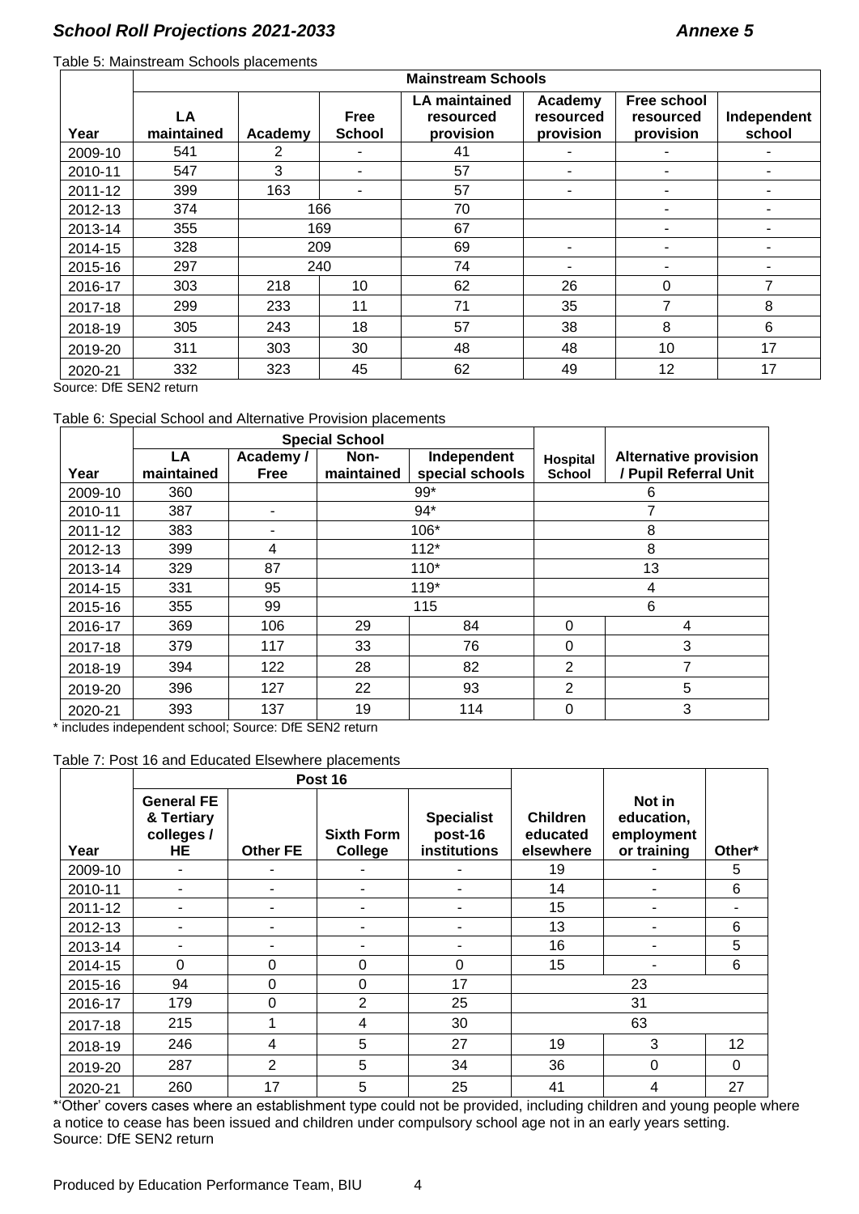## *School Roll Projections 2021-2033* *Annexe 5*

Table 5: Mainstream Schools placements

| Year | Mainstream Schools | | | | | | |
|---|---|---|---|---|---|---|---|
| | LA maintained | Academy | Free School | LA maintained resourced provision | Academy resourced provision | Free school resourced provision | Independent school |
| 2009-10 | 541 | 2 | - | 41 | - | - | - |
| 2010-11 | 547 | 3 | - | 57 | - | - | - |
| 2011-12 | 399 | 163 | - | 57 | - | - | - |
| 2012-13 | 374 | 166 | | 70 | | - | - |
| 2013-14 | 355 | 169 | | 67 | | - | - |
| 2014-15 | 328 | 209 | | 69 | - | - | - |
| 2015-16 | 297 | 240 | | 74 | - | - | - |
| 2016-17 | 303 | 218 | 10 | 62 | 26 | 0 | 7 |
| 2017-18 | 299 | 233 | 11 | 71 | 35 | 7 | 8 |
| 2018-19 | 305 | 243 | 18 | 57 | 38 | 8 | 6 |
| 2019-20 | 311 | 303 | 30 | 48 | 48 | 10 | 17 |
| 2020-21 | 332 | 323 | 45 | 62 | 49 | 12 | 17 |

Source: DfE SEN2 return

Table 6: Special School and Alternative Provision placements

| Year | Special School | | | | Hospital School | Alternative provision / Pupil Referral Unit |
|---|---|---|---|---|---|---|
| | LA maintained | Academy / Free | Non-maintained | Independent special schools | | |
| 2009-10 | 360 | | 99* | | 6 | |
| 2010-11 | 387 | - | 94* | | 7 | |
| 2011-12 | 383 | - | 106* | | 8 | |
| 2012-13 | 399 | 4 | 112* | | 8 | |
| 2013-14 | 329 | 87 | 110* | | 13 | |
| 2014-15 | 331 | 95 | 119* | | 4 | |
| 2015-16 | 355 | 99 | 115 | | 6 | |
| 2016-17 | 369 | 106 | 29 | 84 | 0 | 4 |
| 2017-18 | 379 | 117 | 33 | 76 | 0 | 3 |
| 2018-19 | 394 | 122 | 28 | 82 | 2 | 7 |
| 2019-20 | 396 | 127 | 22 | 93 | 2 | 5 |
| 2020-21 | 393 | 137 | 19 | 114 | 0 | 3 |

\* includes independent school; Source: DfE SEN2 return

Table 7: Post 16 and Educated Elsewhere placements

| Year | Post 16 | | | | Children educated elsewhere | Not in education, employment or training | Other* |
|---|---|---|---|---|---|---|---|
| | General FE & Tertiary colleges / HE | Other FE | Sixth Form College | Specialist post-16 institutions | | | |
| 2009-10 | - | - | - | - | 19 | - | 5 |
| 2010-11 | - | - | - | - | 14 | - | 6 |
| 2011-12 | - | - | - | - | 15 | - | - |
| 2012-13 | - | - | - | - | 13 | - | 6 |
| 2013-14 | - | - | - | - | 16 | - | 5 |
| 2014-15 | 0 | 0 | 0 | 0 | 15 | - | 6 |
| 2015-16 | 94 | 0 | 0 | 17 | 23 | | |
| 2016-17 | 179 | 0 | 2 | 25 | 31 | | |
| 2017-18 | 215 | 1 | 4 | 30 | 63 | | |
| 2018-19 | 246 | 4 | 5 | 27 | 19 | 3 | 12 |
| 2019-20 | 287 | 2 | 5 | 34 | 36 | 0 | 0 |
| 2020-21 | 260 | 17 | 5 | 25 | 41 | 4 | 27 |

*'Other' covers cases where an establishment type could not be provided, including children and young people where a notice to cease has been issued and children under compulsory school age not in an early years setting.
Source: DfE SEN2 return

Produced by Education Performance Team, BIU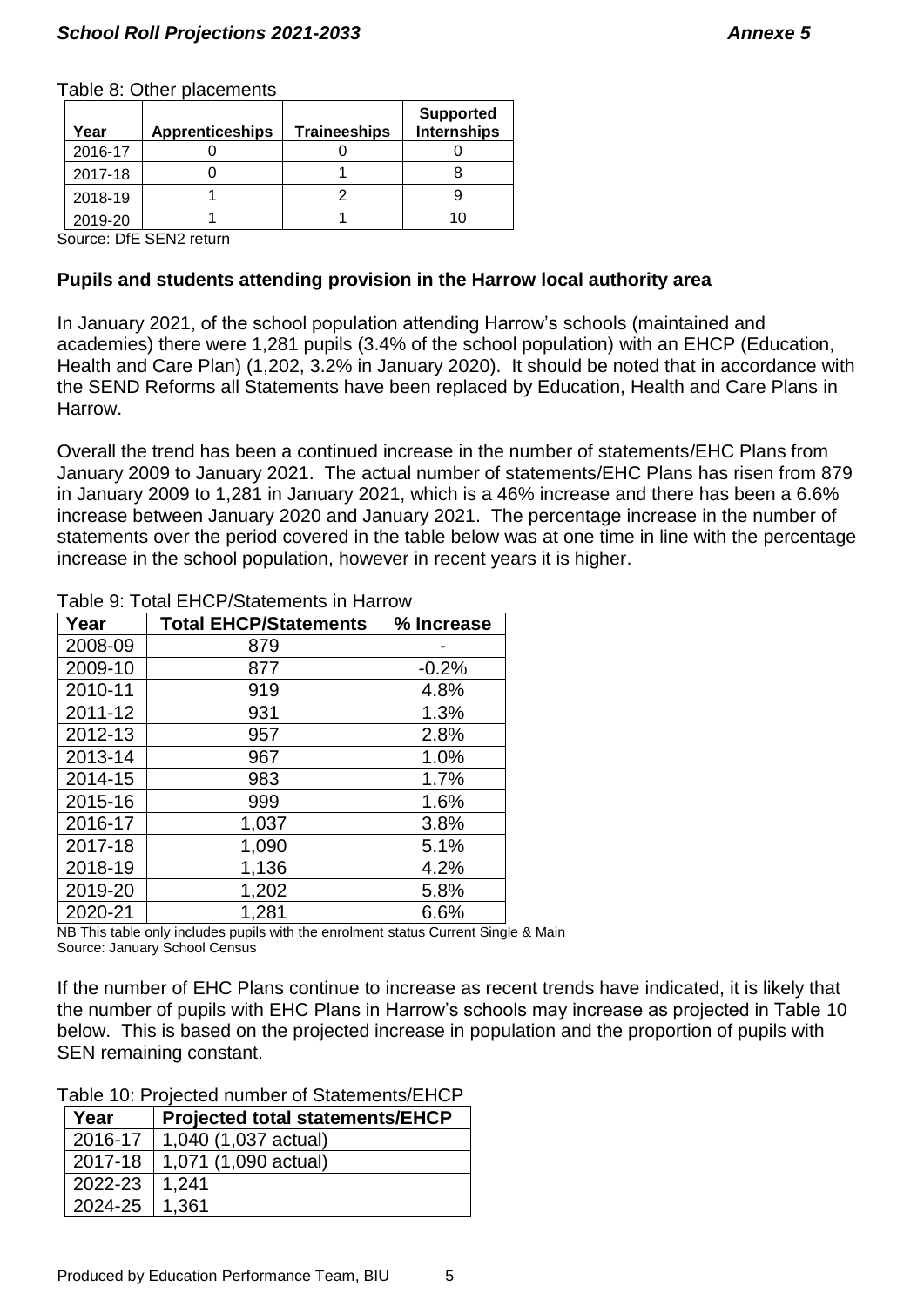Table 8: Other placements

| Year | Apprenticeships | Traineeships | Supported Internships |
|---|---|---|---|
| 2016-17 | 0 | 0 | 0 |
| 2017-18 | 0 | 1 | 8 |
| 2018-19 | 1 | 2 | 9 |
| 2019-20 | 1 | 1 | 10 |

Source: DfE SEN2 return

**Pupils and students attending provision in the Harrow local authority area**

In January 2021, of the school population attending Harrow's schools (maintained and academies) there were 1,281 pupils (3.4% of the school population) with an EHCP (Education, Health and Care Plan) (1,202, 3.2% in January 2020). It should be noted that in accordance with the SEND Reforms all Statements have been replaced by Education, Health and Care Plans in Harrow.

Overall the trend has been a continued increase in the number of statements/EHC Plans from January 2009 to January 2021. The actual number of statements/EHC Plans has risen from 879 in January 2009 to 1,281 in January 2021, which is a 46% increase and there has been a 6.6% increase between January 2020 and January 2021. The percentage increase in the number of statements over the period covered in the table below was at one time in line with the percentage increase in the school population, however in recent years it is higher.

Table 9: Total EHCP/Statements in Harrow

| Year | Total EHCP/Statements | % Increase |
|---|---|---|
| 2008-09 | 879 | - |
| 2009-10 | 877 | -0.2% |
| 2010-11 | 919 | 4.8% |
| 2011-12 | 931 | 1.3% |
| 2012-13 | 957 | 2.8% |
| 2013-14 | 967 | 1.0% |
| 2014-15 | 983 | 1.7% |
| 2015-16 | 999 | 1.6% |
| 2016-17 | 1,037 | 3.8% |
| 2017-18 | 1,090 | 5.1% |
| 2018-19 | 1,136 | 4.2% |
| 2019-20 | 1,202 | 5.8% |
| 2020-21 | 1,281 | 6.6% |

NB This table only includes pupils with the enrolment status Current Single & Main
Source: January School Census

If the number of EHC Plans continue to increase as recent trends have indicated, it is likely that the number of pupils with EHC Plans in Harrow's schools may increase as projected in Table 10 below. This is based on the projected increase in population and the proportion of pupils with SEN remaining constant.

Table 10: Projected number of Statements/EHCP

| Year | Projected total statements/EHCP |
|---|---|
| 2016-17 | 1,040 (1,037 actual) |
| 2017-18 | 1,071 (1,090 actual) |
| 2022-23 | 1,241 |
| 2024-25 | 1,361 |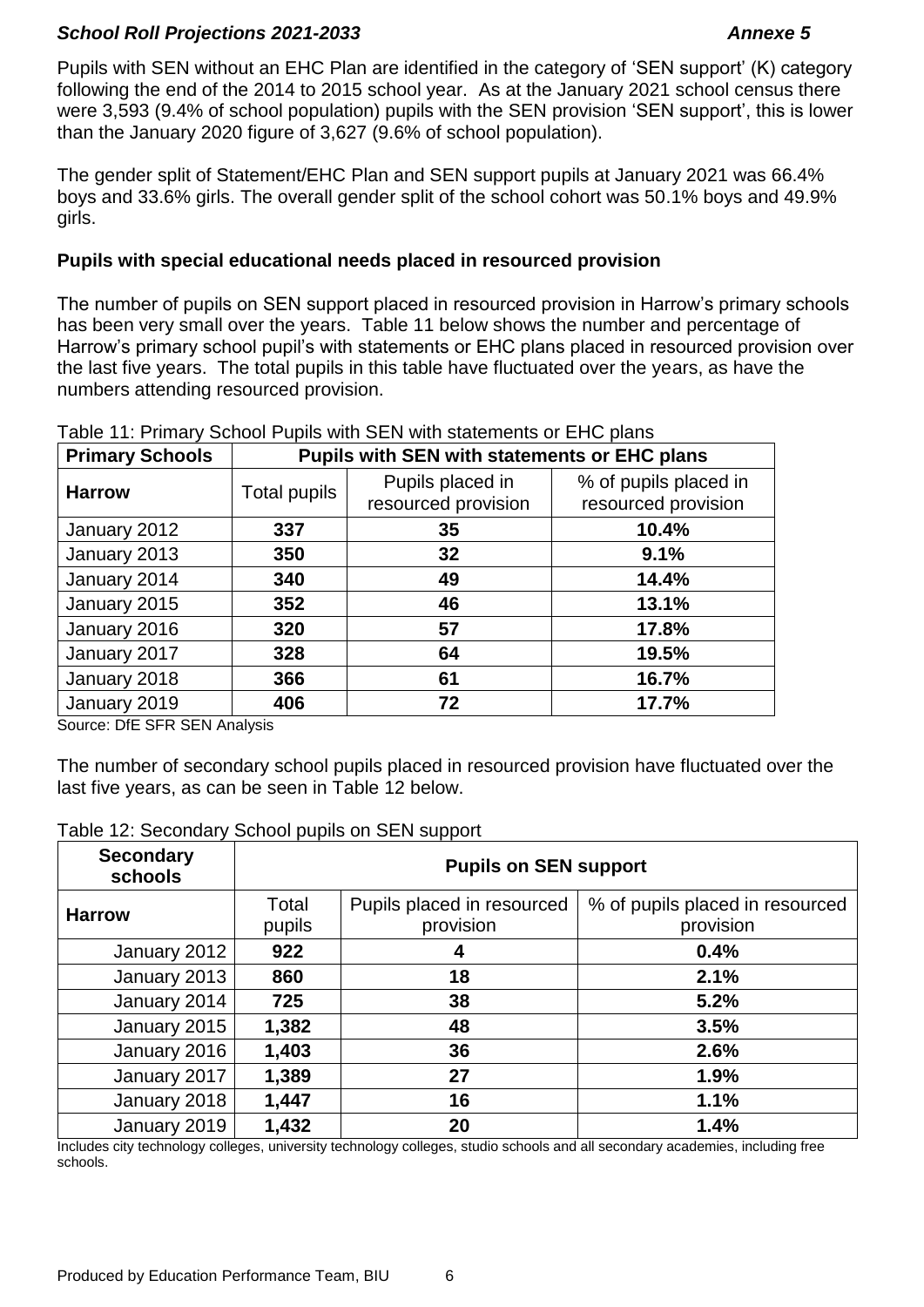Pupils with SEN without an EHC Plan are identified in the category of 'SEN support' (K) category following the end of the 2014 to 2015 school year. As at the January 2021 school census there were 3,593 (9.4% of school population) pupils with the SEN provision 'SEN support', this is lower than the January 2020 figure of 3,627 (9.6% of school population).

The gender split of Statement/EHC Plan and SEN support pupils at January 2021 was 66.4% boys and 33.6% girls. The overall gender split of the school cohort was 50.1% boys and 49.9% girls.

### Pupils with special educational needs placed in resourced provision

The number of pupils on SEN support placed in resourced provision in Harrow's primary schools has been very small over the years. Table 11 below shows the number and percentage of Harrow's primary school pupil's with statements or EHC plans placed in resourced provision over the last five years. The total pupils in this table have fluctuated over the years, as have the numbers attending resourced provision.

Table 11: Primary School Pupils with SEN with statements or EHC plans

| Primary Schools | Pupils with SEN with statements or EHC plans | | |
|---|---|---|---|
| Harrow | Total pupils | Pupils placed in resourced provision | % of pupils placed in resourced provision |
| January 2012 | **337** | **35** | **10.4%** |
| January 2013 | **350** | **32** | **9.1%** |
| January 2014 | **340** | **49** | **14.4%** |
| January 2015 | **352** | **46** | **13.1%** |
| January 2016 | **320** | **57** | **17.8%** |
| January 2017 | **328** | **64** | **19.5%** |
| January 2018 | **366** | **61** | **16.7%** |
| January 2019 | **406** | **72** | **17.7%** |

Source: DfE SFR SEN Analysis

The number of secondary school pupils placed in resourced provision have fluctuated over the last five years, as can be seen in Table 12 below.

Table 12: Secondary School pupils on SEN support

| Secondary schools | Pupils on SEN support | | |
|---|---|---|---|
| Harrow | Total pupils | Pupils placed in resourced provision | % of pupils placed in resourced provision |
| January 2012 | **922** | **4** | **0.4%** |
| January 2013 | **860** | **18** | **2.1%** |
| January 2014 | **725** | **38** | **5.2%** |
| January 2015 | **1,382** | **48** | **3.5%** |
| January 2016 | **1,403** | **36** | **2.6%** |
| January 2017 | **1,389** | **27** | **1.9%** |
| January 2018 | **1,447** | **16** | **1.1%** |
| January 2019 | **1,432** | **20** | **1.4%** |

Includes city technology colleges, university technology colleges, studio schools and all secondary academies, including free schools.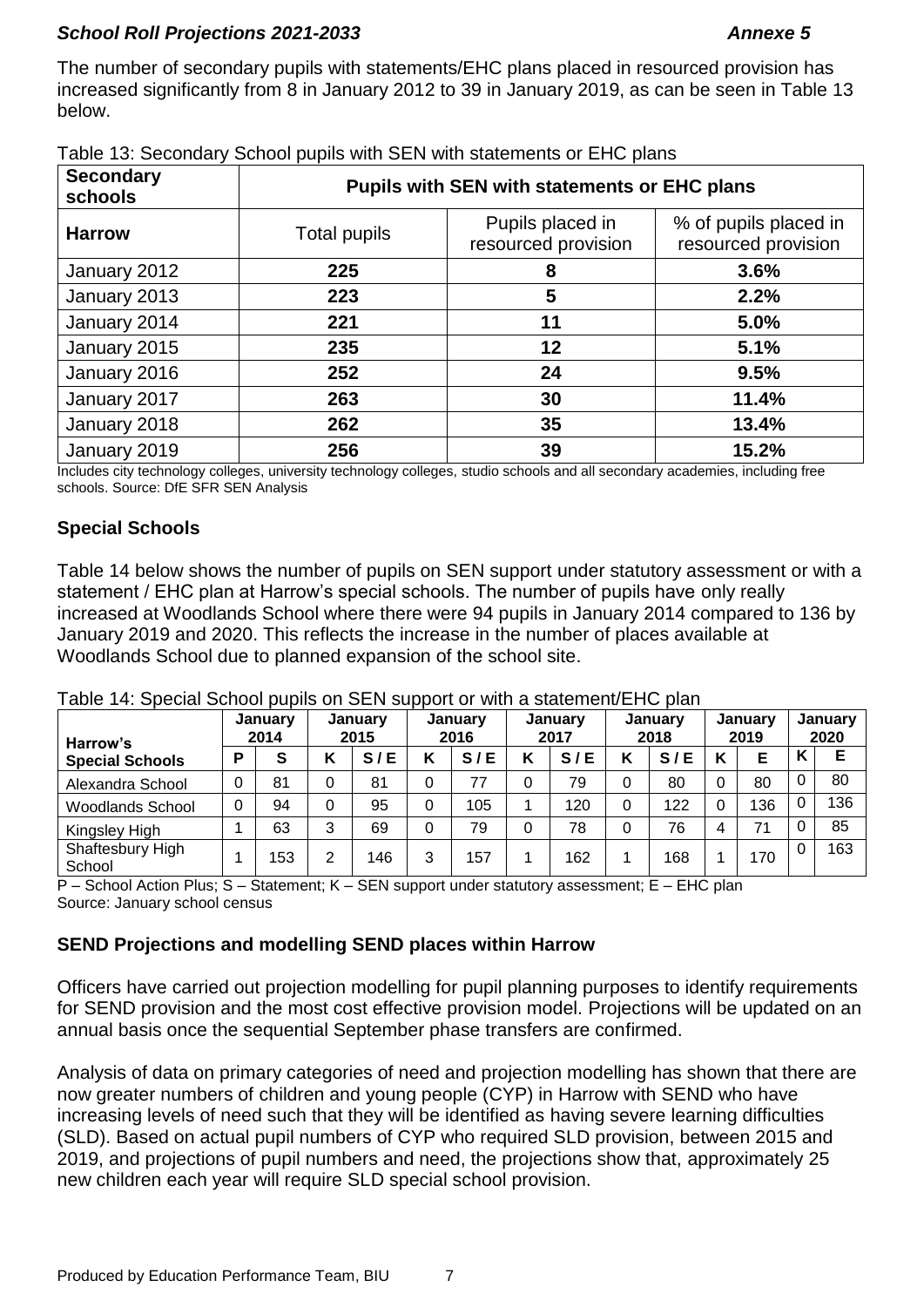The number of secondary pupils with statements/EHC plans placed in resourced provision has increased significantly from 8 in January 2012 to 39 in January 2019, as can be seen in Table 13 below.

Table 13: Secondary School pupils with SEN with statements or EHC plans

| Secondary schools | Pupils with SEN with statements or EHC plans | | |
|---|---|---|---|
| **Harrow** | Total pupils | Pupils placed in resourced provision | % of pupils placed in resourced provision |
| January 2012 | **225** | **8** | **3.6%** |
| January 2013 | **223** | **5** | **2.2%** |
| January 2014 | **221** | **11** | **5.0%** |
| January 2015 | **235** | **12** | **5.1%** |
| January 2016 | **252** | **24** | **9.5%** |
| January 2017 | **263** | **30** | **11.4%** |
| January 2018 | **262** | **35** | **13.4%** |
| January 2019 | **256** | **39** | **15.2%** |

Includes city technology colleges, university technology colleges, studio schools and all secondary academies, including free schools. Source: DfE SFR SEN Analysis

## Special Schools

Table 14 below shows the number of pupils on SEN support under statutory assessment or with a statement / EHC plan at Harrow's special schools. The number of pupils have only really increased at Woodlands School where there were 94 pupils in January 2014 compared to 136 by January 2019 and 2020. This reflects the increase in the number of places available at Woodlands School due to planned expansion of the school site.

Table 14: Special School pupils on SEN support or with a statement/EHC plan

| Harrow's Special Schools | January 2014 | | January 2015 | | January 2016 | | January 2017 | | January 2018 | | January 2019 | | January 2020 | |
|---|---|---|---|---|---|---|---|---|---|---|---|---|---|---|
| | P | S | K | S / E | K | S / E | K | S / E | K | S / E | K | E | K | E |
| Alexandra School | 0 | 81 | 0 | 81 | 0 | 77 | 0 | 79 | 0 | 80 | 0 | 80 | 0 | 80 |
| Woodlands School | 0 | 94 | 0 | 95 | 0 | 105 | 1 | 120 | 0 | 122 | 0 | 136 | 0 | 136 |
| Kingsley High | 1 | 63 | 3 | 69 | 0 | 79 | 0 | 78 | 0 | 76 | 4 | 71 | 0 | 85 |
| Shaftesbury High School | 1 | 153 | 2 | 146 | 3 | 157 | 1 | 162 | 1 | 168 | 1 | 170 | 0 | 163 |

P – School Action Plus; S – Statement; K – SEN support under statutory assessment; E – EHC plan
Source: January school census

## SEND Projections and modelling SEND places within Harrow

Officers have carried out projection modelling for pupil planning purposes to identify requirements for SEND provision and the most cost effective provision model. Projections will be updated on an annual basis once the sequential September phase transfers are confirmed.

Analysis of data on primary categories of need and projection modelling has shown that there are now greater numbers of children and young people (CYP) in Harrow with SEND who have increasing levels of need such that they will be identified as having severe learning difficulties (SLD). Based on actual pupil numbers of CYP who required SLD provision, between 2015 and 2019, and projections of pupil numbers and need, the projections show that, approximately 25 new children each year will require SLD special school provision.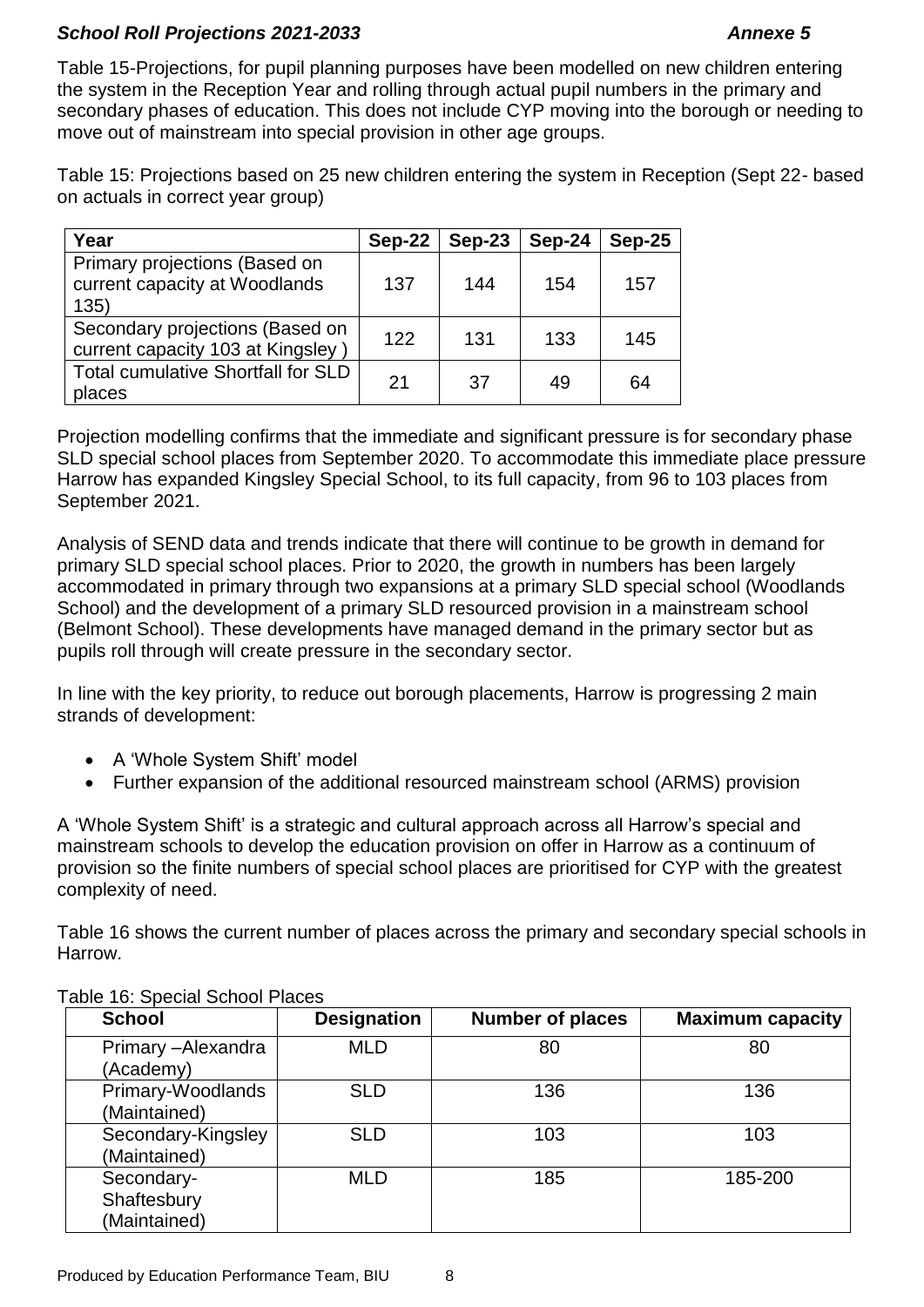Table 15-Projections, for pupil planning purposes have been modelled on new children entering the system in the Reception Year and rolling through actual pupil numbers in the primary and secondary phases of education. This does not include CYP moving into the borough or needing to move out of mainstream into special provision in other age groups.

Table 15: Projections based on 25 new children entering the system in Reception (Sept 22- based on actuals in correct year group)

| Year | Sep-22 | Sep-23 | Sep-24 | Sep-25 |
|---|---|---|---|---|
| Primary projections (Based on current capacity at Woodlands 135) | 137 | 144 | 154 | 157 |
| Secondary projections (Based on current capacity 103 at Kingsley ) | 122 | 131 | 133 | 145 |
| Total cumulative Shortfall for SLD places | 21 | 37 | 49 | 64 |

Projection modelling confirms that the immediate and significant pressure is for secondary phase SLD special school places from September 2020. To accommodate this immediate place pressure Harrow has expanded Kingsley Special School, to its full capacity, from 96 to 103 places from September 2021.

Analysis of SEND data and trends indicate that there will continue to be growth in demand for primary SLD special school places. Prior to 2020, the growth in numbers has been largely accommodated in primary through two expansions at a primary SLD special school (Woodlands School) and the development of a primary SLD resourced provision in a mainstream school (Belmont School). These developments have managed demand in the primary sector but as pupils roll through will create pressure in the secondary sector.

In line with the key priority, to reduce out borough placements, Harrow is progressing 2 main strands of development:

- A 'Whole System Shift' model
- Further expansion of the additional resourced mainstream school (ARMS) provision

A 'Whole System Shift' is a strategic and cultural approach across all Harrow's special and mainstream schools to develop the education provision on offer in Harrow as a continuum of provision so the finite numbers of special school places are prioritised for CYP with the greatest complexity of need.

Table 16 shows the current number of places across the primary and secondary special schools in Harrow.

Table 16: Special School Places

| School | Designation | Number of places | Maximum capacity |
|---|---|---|---|
| Primary –Alexandra (Academy) | MLD | 80 | 80 |
| Primary-Woodlands (Maintained) | SLD | 136 | 136 |
| Secondary-Kingsley (Maintained) | SLD | 103 | 103 |
| Secondary-Shaftesbury (Maintained) | MLD | 185 | 185-200 |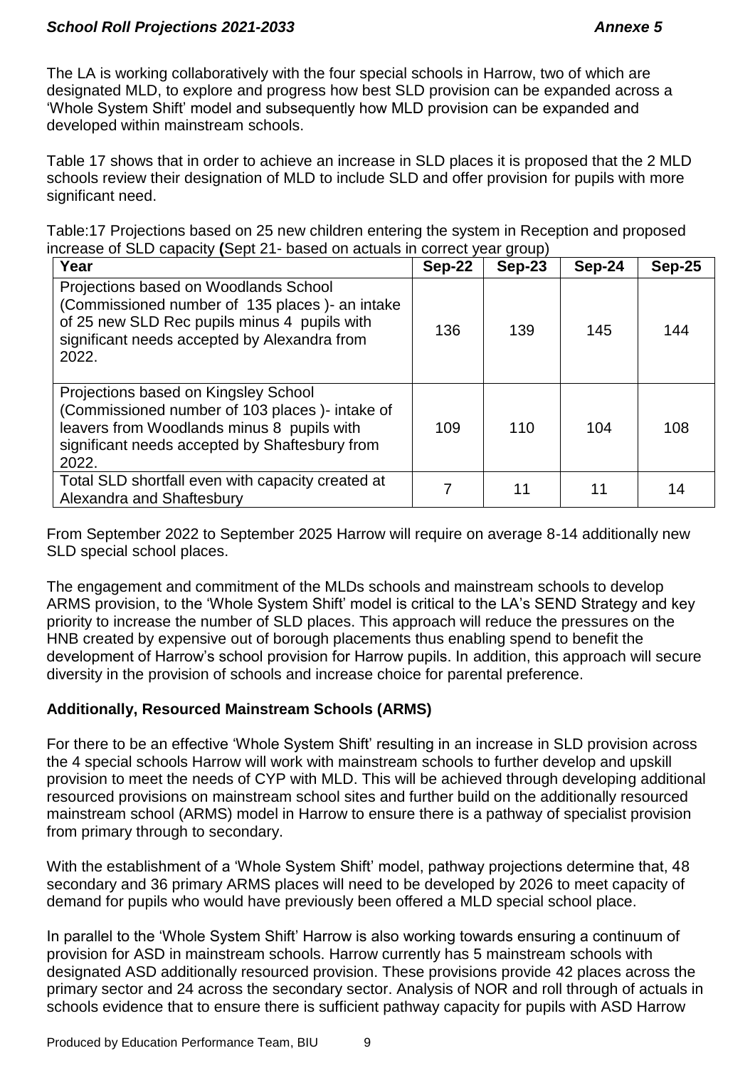The LA is working collaboratively with the four special schools in Harrow, two of which are designated MLD, to explore and progress how best SLD provision can be expanded across a 'Whole System Shift' model and subsequently how MLD provision can be expanded and developed within mainstream schools.

Table 17 shows that in order to achieve an increase in SLD places it is proposed that the 2 MLD schools review their designation of MLD to include SLD and offer provision for pupils with more significant need.

Table:17 Projections based on 25 new children entering the system in Reception and proposed increase of SLD capacity **(**Sept 21- based on actuals in correct year group)

| Year | Sep-22 | Sep-23 | Sep-24 | Sep-25 |
|---|---|---|---|---|
| Projections based on Woodlands School (Commissioned number of 135 places )- an intake of 25 new SLD Rec pupils minus 4 pupils with significant needs accepted by Alexandra from 2022. | 136 | 139 | 145 | 144 |
| Projections based on Kingsley School (Commissioned number of 103 places )- intake of leavers from Woodlands minus 8 pupils with significant needs accepted by Shaftesbury from 2022. | 109 | 110 | 104 | 108 |
| Total SLD shortfall even with capacity created at Alexandra and Shaftesbury | 7 | 11 | 11 | 14 |

From September 2022 to September 2025 Harrow will require on average 8-14 additionally new SLD special school places.

The engagement and commitment of the MLDs schools and mainstream schools to develop ARMS provision, to the 'Whole System Shift' model is critical to the LA's SEND Strategy and key priority to increase the number of SLD places. This approach will reduce the pressures on the HNB created by expensive out of borough placements thus enabling spend to benefit the development of Harrow's school provision for Harrow pupils. In addition, this approach will secure diversity in the provision of schools and increase choice for parental preference.

### Additionally, Resourced Mainstream Schools (ARMS)

For there to be an effective 'Whole System Shift' resulting in an increase in SLD provision across the 4 special schools Harrow will work with mainstream schools to further develop and upskill provision to meet the needs of CYP with MLD. This will be achieved through developing additional resourced provisions on mainstream school sites and further build on the additionally resourced mainstream school (ARMS) model in Harrow to ensure there is a pathway of specialist provision from primary through to secondary.

With the establishment of a 'Whole System Shift' model, pathway projections determine that, 48 secondary and 36 primary ARMS places will need to be developed by 2026 to meet capacity of demand for pupils who would have previously been offered a MLD special school place.

In parallel to the 'Whole System Shift' Harrow is also working towards ensuring a continuum of provision for ASD in mainstream schools. Harrow currently has 5 mainstream schools with designated ASD additionally resourced provision. These provisions provide 42 places across the primary sector and 24 across the secondary sector. Analysis of NOR and roll through of actuals in schools evidence that to ensure there is sufficient pathway capacity for pupils with ASD Harrow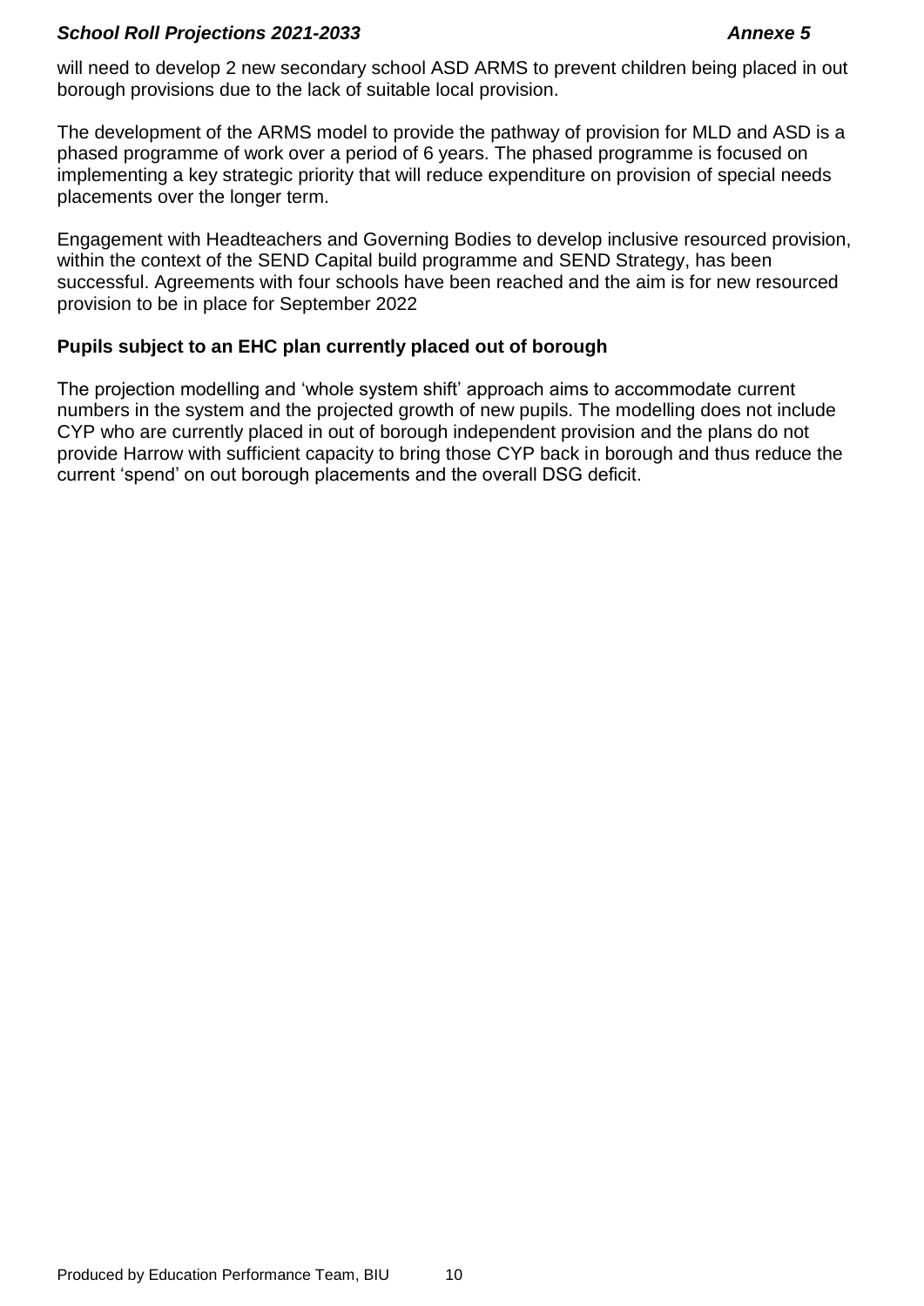will need to develop 2 new secondary school ASD ARMS to prevent children being placed in out borough provisions due to the lack of suitable local provision.

The development of the ARMS model to provide the pathway of provision for MLD and ASD is a phased programme of work over a period of 6 years. The phased programme is focused on implementing a key strategic priority that will reduce expenditure on provision of special needs placements over the longer term.

Engagement with Headteachers and Governing Bodies to develop inclusive resourced provision, within the context of the SEND Capital build programme and SEND Strategy, has been successful. Agreements with four schools have been reached and the aim is for new resourced provision to be in place for September 2022

**Pupils subject to an EHC plan currently placed out of borough**

The projection modelling and 'whole system shift' approach aims to accommodate current numbers in the system and the projected growth of new pupils. The modelling does not include CYP who are currently placed in out of borough independent provision and the plans do not provide Harrow with sufficient capacity to bring those CYP back in borough and thus reduce the current 'spend' on out borough placements and the overall DSG deficit.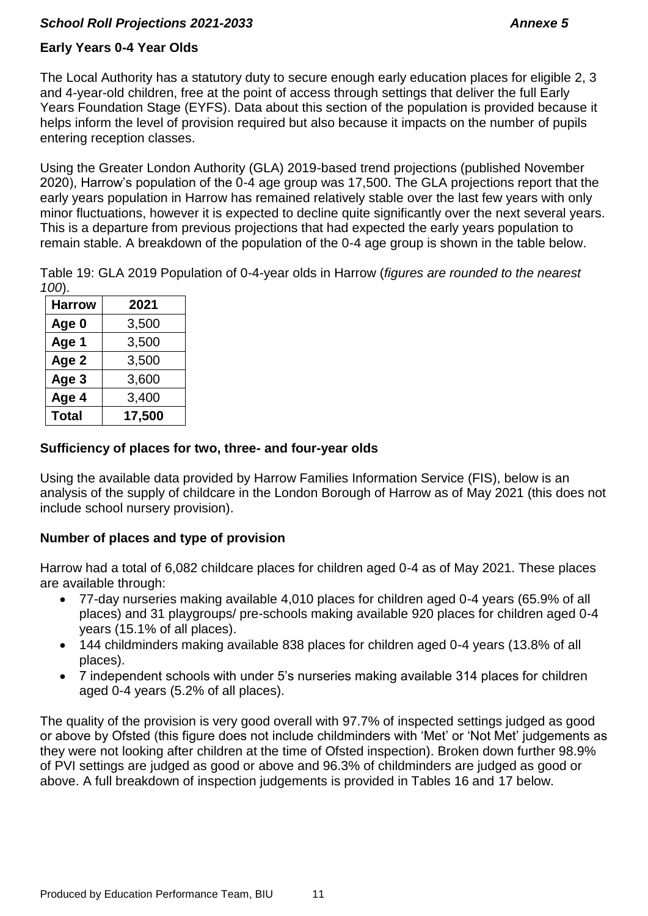## Early Years 0-4 Year Olds

The Local Authority has a statutory duty to secure enough early education places for eligible 2, 3 and 4-year-old children, free at the point of access through settings that deliver the full Early Years Foundation Stage (EYFS). Data about this section of the population is provided because it helps inform the level of provision required but also because it impacts on the number of pupils entering reception classes.

Using the Greater London Authority (GLA) 2019-based trend projections (published November 2020), Harrow's population of the 0-4 age group was 17,500. The GLA projections report that the early years population in Harrow has remained relatively stable over the last few years with only minor fluctuations, however it is expected to decline quite significantly over the next several years. This is a departure from previous projections that had expected the early years population to remain stable. A breakdown of the population of the 0-4 age group is shown in the table below.

Table 19: GLA 2019 Population of 0-4-year olds in Harrow (*figures are rounded to the nearest 100*).

| Harrow | 2021 |
|---|---|
| Age 0 | 3,500 |
| Age 1 | 3,500 |
| Age 2 | 3,500 |
| Age 3 | 3,600 |
| Age 4 | 3,400 |
| **Total** | **17,500** |

## Sufficiency of places for two, three- and four-year olds

Using the available data provided by Harrow Families Information Service (FIS), below is an analysis of the supply of childcare in the London Borough of Harrow as of May 2021 (this does not include school nursery provision).

## Number of places and type of provision

Harrow had a total of 6,082 childcare places for children aged 0-4 as of May 2021. These places are available through:

- 77-day nurseries making available 4,010 places for children aged 0-4 years (65.9% of all places) and 31 playgroups/ pre-schools making available 920 places for children aged 0-4 years (15.1% of all places).
- 144 childminders making available 838 places for children aged 0-4 years (13.8% of all places).
- 7 independent schools with under 5's nurseries making available 314 places for children aged 0-4 years (5.2% of all places).

The quality of the provision is very good overall with 97.7% of inspected settings judged as good or above by Ofsted (this figure does not include childminders with 'Met' or 'Not Met' judgements as they were not looking after children at the time of Ofsted inspection). Broken down further 98.9% of PVI settings are judged as good or above and 96.3% of childminders are judged as good or above. A full breakdown of inspection judgements is provided in Tables 16 and 17 below.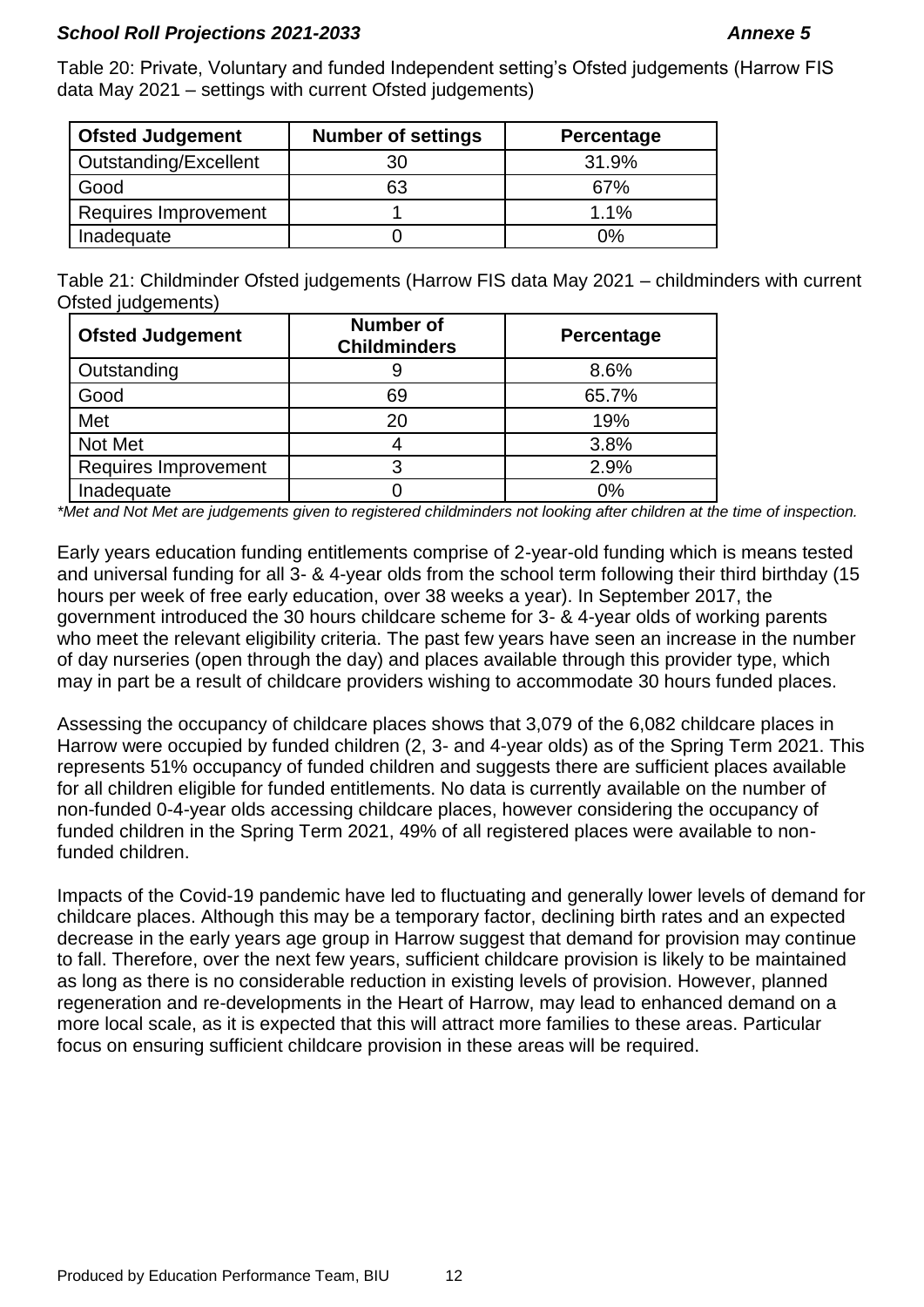Table 20: Private, Voluntary and funded Independent setting's Ofsted judgements (Harrow FIS data May 2021 – settings with current Ofsted judgements)

| Ofsted Judgement | Number of settings | Percentage |
|---|---|---|
| Outstanding/Excellent | 30 | 31.9% |
| Good | 63 | 67% |
| Requires Improvement | 1 | 1.1% |
| Inadequate | 0 | 0% |

Table 21: Childminder Ofsted judgements (Harrow FIS data May 2021 – childminders with current Ofsted judgements)

| Ofsted Judgement | Number of Childminders | Percentage |
|---|---|---|
| Outstanding | 9 | 8.6% |
| Good | 69 | 65.7% |
| Met | 20 | 19% |
| Not Met | 4 | 3.8% |
| Requires Improvement | 3 | 2.9% |
| Inadequate | 0 | 0% |

*\*Met and Not Met are judgements given to registered childminders not looking after children at the time of inspection.*

Early years education funding entitlements comprise of 2-year-old funding which is means tested and universal funding for all 3- & 4-year olds from the school term following their third birthday (15 hours per week of free early education, over 38 weeks a year). In September 2017, the government introduced the 30 hours childcare scheme for 3- & 4-year olds of working parents who meet the relevant eligibility criteria. The past few years have seen an increase in the number of day nurseries (open through the day) and places available through this provider type, which may in part be a result of childcare providers wishing to accommodate 30 hours funded places.

Assessing the occupancy of childcare places shows that 3,079 of the 6,082 childcare places in Harrow were occupied by funded children (2, 3- and 4-year olds) as of the Spring Term 2021. This represents 51% occupancy of funded children and suggests there are sufficient places available for all children eligible for funded entitlements. No data is currently available on the number of non-funded 0-4-year olds accessing childcare places, however considering the occupancy of funded children in the Spring Term 2021, 49% of all registered places were available to non-funded children.

Impacts of the Covid-19 pandemic have led to fluctuating and generally lower levels of demand for childcare places. Although this may be a temporary factor, declining birth rates and an expected decrease in the early years age group in Harrow suggest that demand for provision may continue to fall. Therefore, over the next few years, sufficient childcare provision is likely to be maintained as long as there is no considerable reduction in existing levels of provision. However, planned regeneration and re-developments in the Heart of Harrow, may lead to enhanced demand on a more local scale, as it is expected that this will attract more families to these areas. Particular focus on ensuring sufficient childcare provision in these areas will be required.